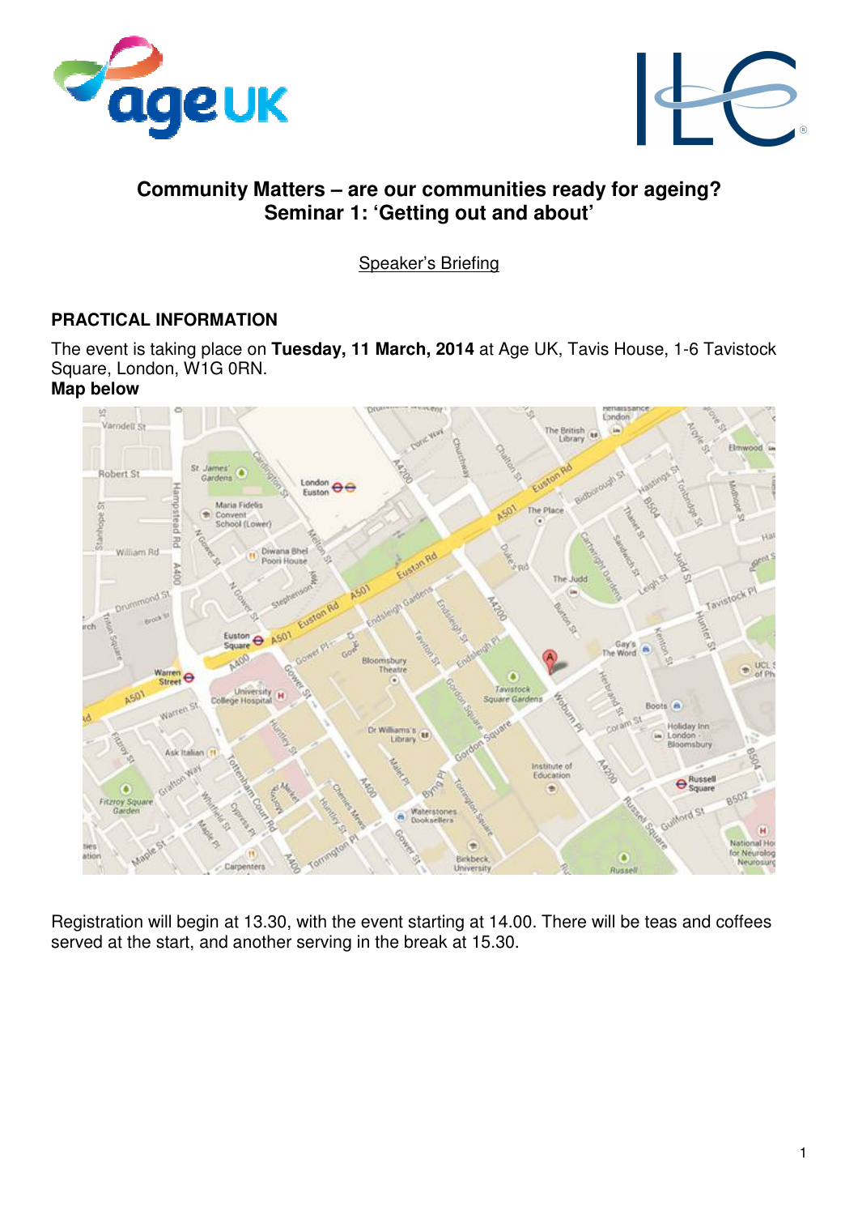# Community Matters – are our communities ready for ageing?
## Seminar 1: 'Getting out and about'

Speaker's Briefing

### PRACTICAL INFORMATION

The event is taking place on **Tuesday, 11 March, 2014** at Age UK, Tavis House, 1-6 Tavistock Square, London, W1G 0RN.

**Map below**

Registration will begin at 13.30, with the event starting at 14.00. There will be teas and coffees served at the start, and another serving in the break at 15.30.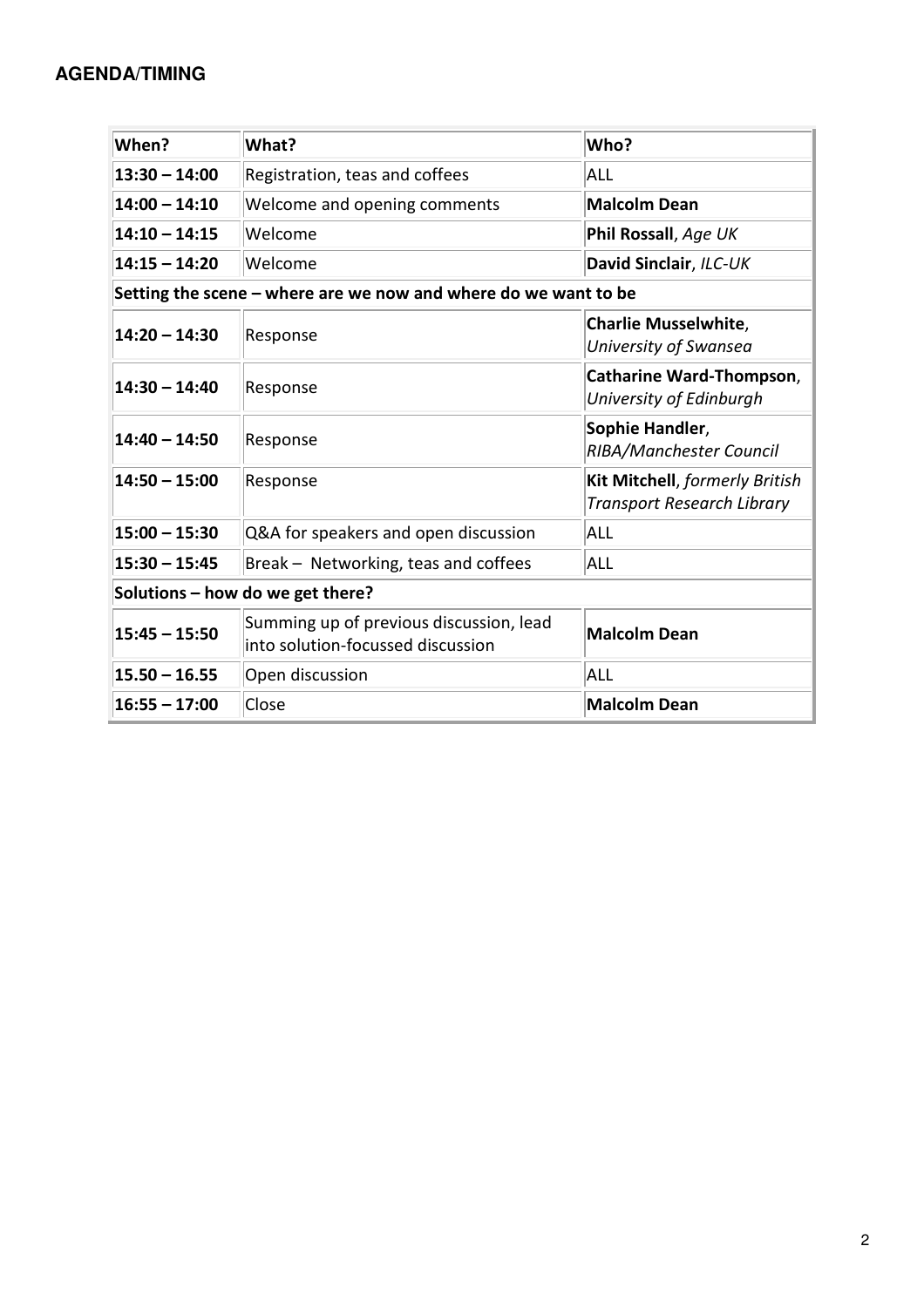## AGENDA/TIMING

| When? | What? | Who? |
|---|---|---|
| **13:30 – 14:00** | Registration, teas and coffees | ALL |
| **14:00 – 14:10** | Welcome and opening comments | **Malcolm Dean** |
| **14:10 – 14:15** | Welcome | **Phil Rossall**, *Age UK* |
| **14:15 – 14:20** | Welcome | **David Sinclair**, *ILC-UK* |
| **Setting the scene – where are we now and where do we want to be** | | |
| **14:20 – 14:30** | Response | **Charlie Musselwhite**, *University of Swansea* |
| **14:30 – 14:40** | Response | **Catharine Ward-Thompson**, *University of Edinburgh* |
| **14:40 – 14:50** | Response | **Sophie Handler**, *RIBA/Manchester Council* |
| **14:50 – 15:00** | Response | **Kit Mitchell**, *formerly British Transport Research Library* |
| **15:00 – 15:30** | Q&A for speakers and open discussion | ALL |
| **15:30 – 15:45** | Break – Networking, teas and coffees | ALL |
| **Solutions – how do we get there?** | | |
| **15:45 – 15:50** | Summing up of previous discussion, lead into solution-focussed discussion | **Malcolm Dean** |
| **15.50 – 16.55** | Open discussion | ALL |
| **16:55 – 17:00** | Close | **Malcolm Dean** |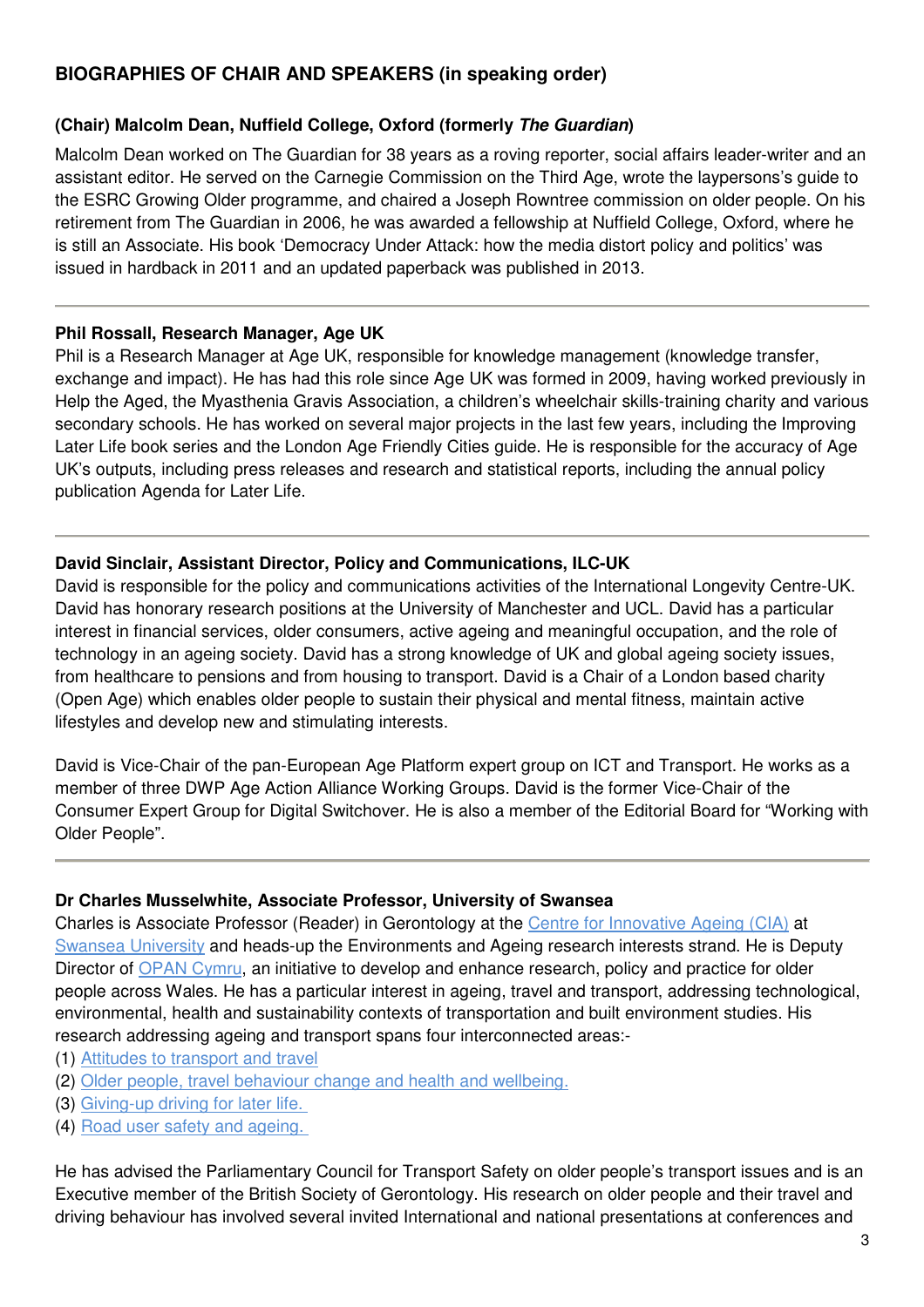## BIOGRAPHIES OF CHAIR AND SPEAKERS (in speaking order)

### (Chair) Malcolm Dean, Nuffield College, Oxford (formerly *The Guardian*)

Malcolm Dean worked on The Guardian for 38 years as a roving reporter, social affairs leader-writer and an assistant editor. He served on the Carnegie Commission on the Third Age, wrote the laypersons's guide to the ESRC Growing Older programme, and chaired a Joseph Rowntree commission on older people. On his retirement from The Guardian in 2006, he was awarded a fellowship at Nuffield College, Oxford, where he is still an Associate. His book 'Democracy Under Attack: how the media distort policy and politics' was issued in hardback in 2011 and an updated paperback was published in 2013.

---

### Phil Rossall, Research Manager, Age UK

Phil is a Research Manager at Age UK, responsible for knowledge management (knowledge transfer, exchange and impact). He has had this role since Age UK was formed in 2009, having worked previously in Help the Aged, the Myasthenia Gravis Association, a children's wheelchair skills-training charity and various secondary schools. He has worked on several major projects in the last few years, including the Improving Later Life book series and the London Age Friendly Cities guide. He is responsible for the accuracy of Age UK's outputs, including press releases and research and statistical reports, including the annual policy publication Agenda for Later Life.

---

### David Sinclair, Assistant Director, Policy and Communications, ILC-UK

David is responsible for the policy and communications activities of the International Longevity Centre-UK. David has honorary research positions at the University of Manchester and UCL. David has a particular interest in financial services, older consumers, active ageing and meaningful occupation, and the role of technology in an ageing society. David has a strong knowledge of UK and global ageing society issues, from healthcare to pensions and from housing to transport. David is a Chair of a London based charity (Open Age) which enables older people to sustain their physical and mental fitness, maintain active lifestyles and develop new and stimulating interests.

David is Vice-Chair of the pan-European Age Platform expert group on ICT and Transport. He works as a member of three DWP Age Action Alliance Working Groups. David is the former Vice-Chair of the Consumer Expert Group for Digital Switchover. He is also a member of the Editorial Board for "Working with Older People".

---

### Dr Charles Musselwhite, Associate Professor, University of Swansea

Charles is Associate Professor (Reader) in Gerontology at the Centre for Innovative Ageing (CIA) at Swansea University and heads-up the Environments and Ageing research interests strand. He is Deputy Director of OPAN Cymru, an initiative to develop and enhance research, policy and practice for older people across Wales. He has a particular interest in ageing, travel and transport, addressing technological, environmental, health and sustainability contexts of transportation and built environment studies. His research addressing ageing and transport spans four interconnected areas:-

(1) Attitudes to transport and travel
(2) Older people, travel behaviour change and health and wellbeing.
(3) Giving-up driving for later life.
(4) Road user safety and ageing.

He has advised the Parliamentary Council for Transport Safety on older people's transport issues and is an Executive member of the British Society of Gerontology. His research on older people and their travel and driving behaviour has involved several invited International and national presentations at conferences and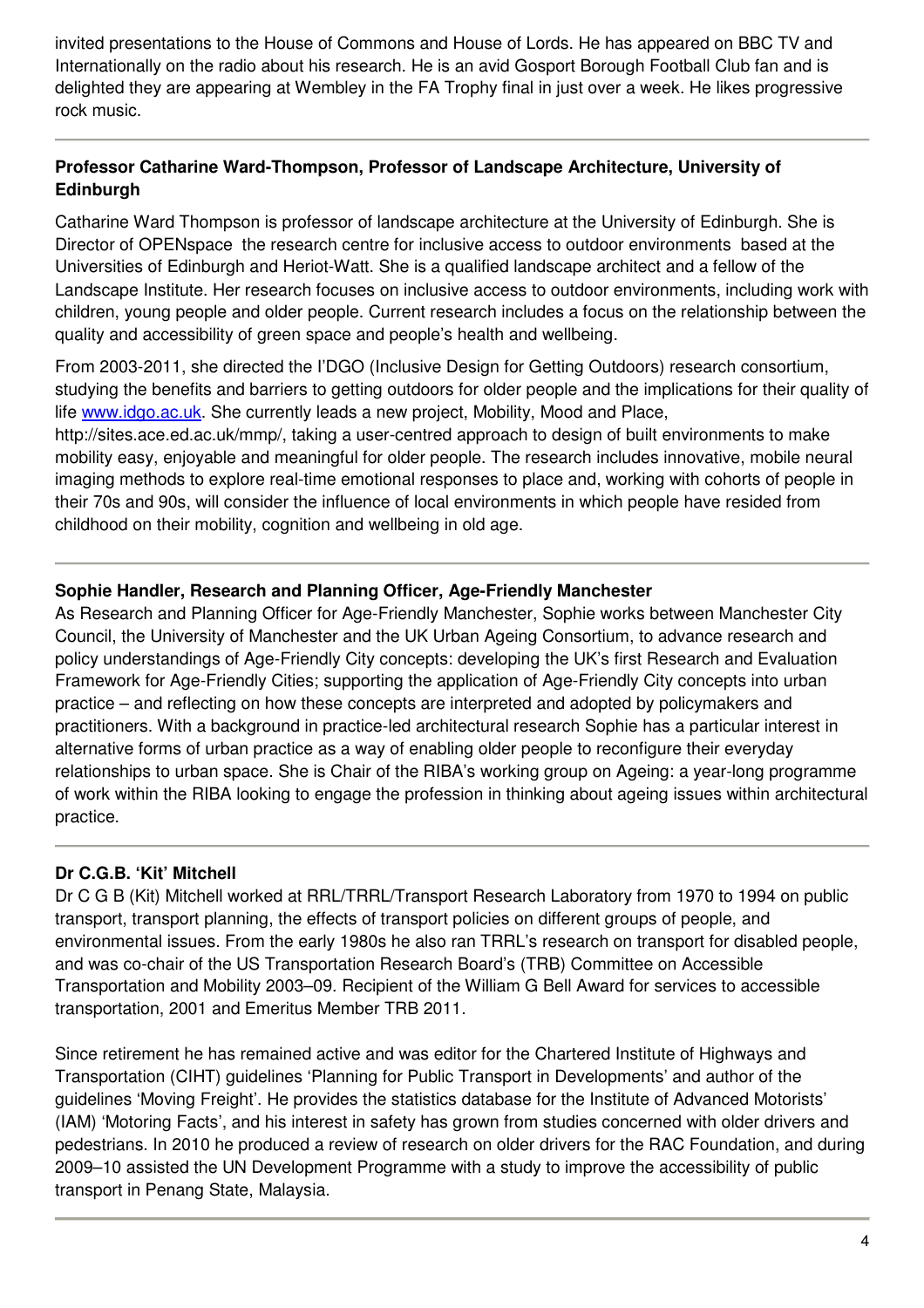invited presentations to the House of Commons and House of Lords. He has appeared on BBC TV and Internationally on the radio about his research. He is an avid Gosport Borough Football Club fan and is delighted they are appearing at Wembley in the FA Trophy final in just over a week. He likes progressive rock music.

---

**Professor Catharine Ward-Thompson, Professor of Landscape Architecture, University of Edinburgh**

Catharine Ward Thompson is professor of landscape architecture at the University of Edinburgh. She is Director of OPENspace the research centre for inclusive access to outdoor environments based at the Universities of Edinburgh and Heriot-Watt. She is a qualified landscape architect and a fellow of the Landscape Institute. Her research focuses on inclusive access to outdoor environments, including work with children, young people and older people. Current research includes a focus on the relationship between the quality and accessibility of green space and people's health and wellbeing.

From 2003-2011, she directed the I'DGO (Inclusive Design for Getting Outdoors) research consortium, studying the benefits and barriers to getting outdoors for older people and the implications for their quality of life [www.idgo.ac.uk](http://www.idgo.ac.uk). She currently leads a new project, Mobility, Mood and Place, http://sites.ace.ed.ac.uk/mmp/, taking a user-centred approach to design of built environments to make mobility easy, enjoyable and meaningful for older people. The research includes innovative, mobile neural imaging methods to explore real-time emotional responses to place and, working with cohorts of people in their 70s and 90s, will consider the influence of local environments in which people have resided from childhood on their mobility, cognition and wellbeing in old age.

---

**Sophie Handler, Research and Planning Officer, Age-Friendly Manchester**

As Research and Planning Officer for Age-Friendly Manchester, Sophie works between Manchester City Council, the University of Manchester and the UK Urban Ageing Consortium, to advance research and policy understandings of Age-Friendly City concepts: developing the UK's first Research and Evaluation Framework for Age-Friendly Cities; supporting the application of Age-Friendly City concepts into urban practice – and reflecting on how these concepts are interpreted and adopted by policymakers and practitioners. With a background in practice-led architectural research Sophie has a particular interest in alternative forms of urban practice as a way of enabling older people to reconfigure their everyday relationships to urban space. She is Chair of the RIBA's working group on Ageing: a year-long programme of work within the RIBA looking to engage the profession in thinking about ageing issues within architectural practice.

---

**Dr C.G.B. 'Kit' Mitchell**

Dr C G B (Kit) Mitchell worked at RRL/TRRL/Transport Research Laboratory from 1970 to 1994 on public transport, transport planning, the effects of transport policies on different groups of people, and environmental issues. From the early 1980s he also ran TRRL's research on transport for disabled people, and was co-chair of the US Transportation Research Board's (TRB) Committee on Accessible Transportation and Mobility 2003–09. Recipient of the William G Bell Award for services to accessible transportation, 2001 and Emeritus Member TRB 2011.

Since retirement he has remained active and was editor for the Chartered Institute of Highways and Transportation (CIHT) guidelines 'Planning for Public Transport in Developments' and author of the guidelines 'Moving Freight'. He provides the statistics database for the Institute of Advanced Motorists' (IAM) 'Motoring Facts', and his interest in safety has grown from studies concerned with older drivers and pedestrians. In 2010 he produced a review of research on older drivers for the RAC Foundation, and during 2009–10 assisted the UN Development Programme with a study to improve the accessibility of public transport in Penang State, Malaysia.

---